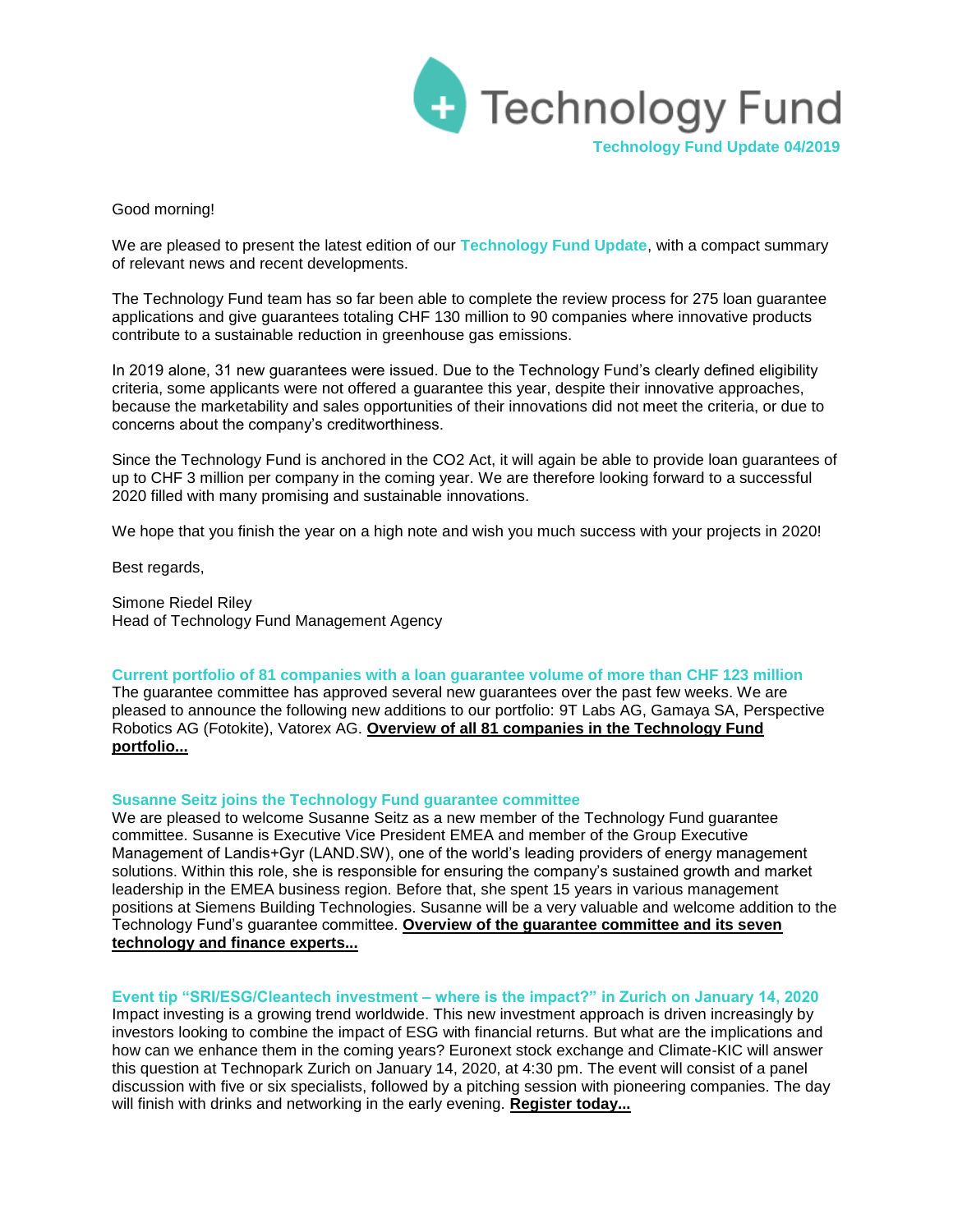# Technology Fund

**Technology Fund Update 04/2019**

Good morning!

We are pleased to present the latest edition of our **Technology Fund Update**, with a compact summary of relevant news and recent developments.

The Technology Fund team has so far been able to complete the review process for 275 loan guarantee applications and give guarantees totaling CHF 130 million to 90 companies where innovative products contribute to a sustainable reduction in greenhouse gas emissions.

In 2019 alone, 31 new guarantees were issued. Due to the Technology Fund's clearly defined eligibility criteria, some applicants were not offered a guarantee this year, despite their innovative approaches, because the marketability and sales opportunities of their innovations did not meet the criteria, or due to concerns about the company's creditworthiness.

Since the Technology Fund is anchored in the CO2 Act, it will again be able to provide loan guarantees of up to CHF 3 million per company in the coming year. We are therefore looking forward to a successful 2020 filled with many promising and sustainable innovations.

We hope that you finish the year on a high note and wish you much success with your projects in 2020!

Best regards,

Simone Riedel Riley
Head of Technology Fund Management Agency

## Current portfolio of 81 companies with a loan guarantee volume of more than CHF 123 million

The guarantee committee has approved several new guarantees over the past few weeks. We are pleased to announce the following new additions to our portfolio: 9T Labs AG, Gamaya SA, Perspective Robotics AG (Fotokite), Vatorex AG. **Overview of all 81 companies in the Technology Fund portfolio...**

## Susanne Seitz joins the Technology Fund guarantee committee

We are pleased to welcome Susanne Seitz as a new member of the Technology Fund guarantee committee. Susanne is Executive Vice President EMEA and member of the Group Executive Management of Landis+Gyr (LAND.SW), one of the world's leading providers of energy management solutions. Within this role, she is responsible for ensuring the company's sustained growth and market leadership in the EMEA business region. Before that, she spent 15 years in various management positions at Siemens Building Technologies. Susanne will be a very valuable and welcome addition to the Technology Fund's guarantee committee. **Overview of the guarantee committee and its seven technology and finance experts...**

## Event tip "SRI/ESG/Cleantech investment – where is the impact?" in Zurich on January 14, 2020

Impact investing is a growing trend worldwide. This new investment approach is driven increasingly by investors looking to combine the impact of ESG with financial returns. But what are the implications and how can we enhance them in the coming years? Euronext stock exchange and Climate-KIC will answer this question at Technopark Zurich on January 14, 2020, at 4:30 pm. The event will consist of a panel discussion with five or six specialists, followed by a pitching session with pioneering companies. The day will finish with drinks and networking in the early evening. **Register today...**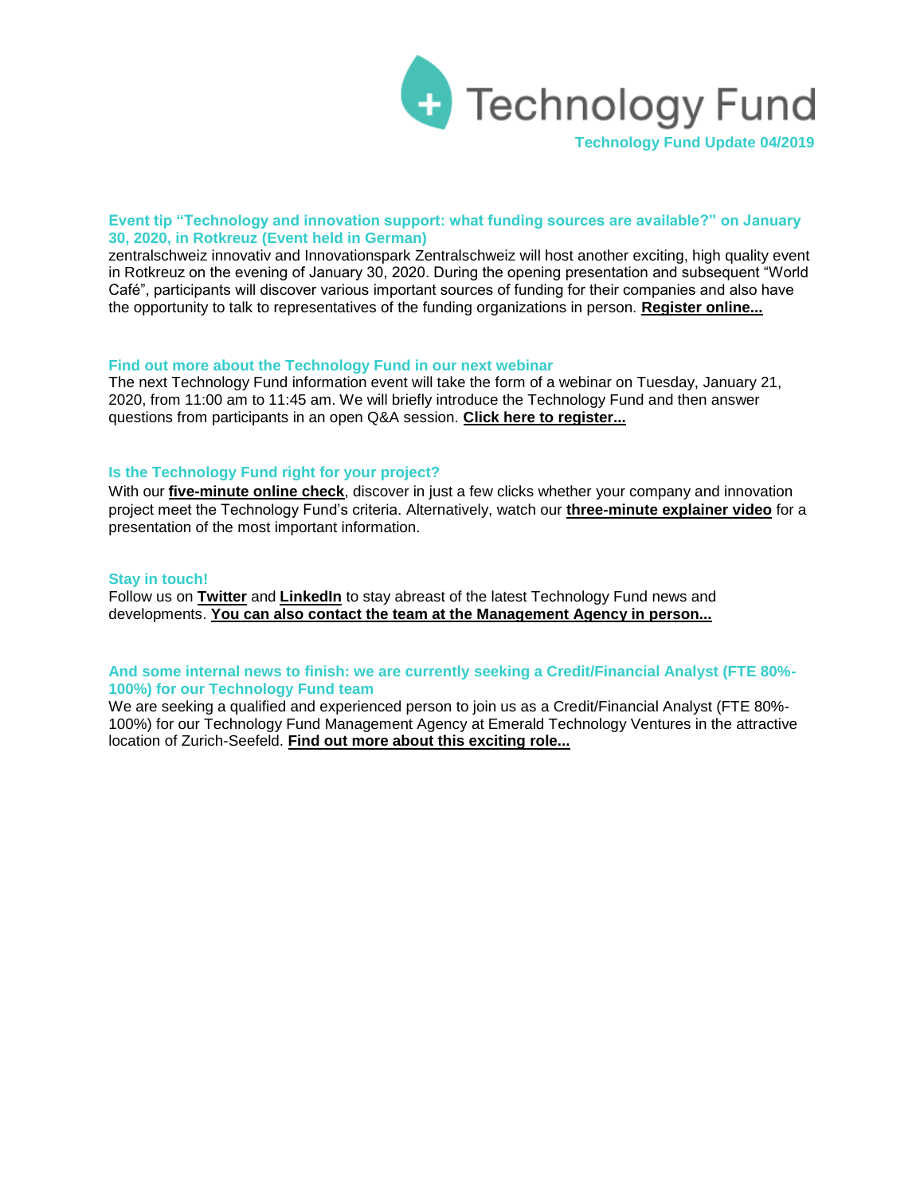Technology Fund

**Technology Fund Update 04/2019**

### Event tip "Technology and innovation support: what funding sources are available?" on January 30, 2020, in Rotkreuz (Event held in German)

zentralschweiz innovativ and Innovationspark Zentralschweiz will host another exciting, high quality event in Rotkreuz on the evening of January 30, 2020. During the opening presentation and subsequent "World Café", participants will discover various important sources of funding for their companies and also have the opportunity to talk to representatives of the funding organizations in person. **Register online...**

### Find out more about the Technology Fund in our next webinar

The next Technology Fund information event will take the form of a webinar on Tuesday, January 21, 2020, from 11:00 am to 11:45 am. We will briefly introduce the Technology Fund and then answer questions from participants in an open Q&A session. **Click here to register...**

### Is the Technology Fund right for your project?

With our **five-minute online check**, discover in just a few clicks whether your company and innovation project meet the Technology Fund's criteria. Alternatively, watch our **three-minute explainer video** for a presentation of the most important information.

### Stay in touch!

Follow us on **Twitter** and **LinkedIn** to stay abreast of the latest Technology Fund news and developments. **You can also contact the team at the Management Agency in person...**

### And some internal news to finish: we are currently seeking a Credit/Financial Analyst (FTE 80%-100%) for our Technology Fund team

We are seeking a qualified and experienced person to join us as a Credit/Financial Analyst (FTE 80%-100%) for our Technology Fund Management Agency at Emerald Technology Ventures in the attractive location of Zurich-Seefeld. **Find out more about this exciting role...**